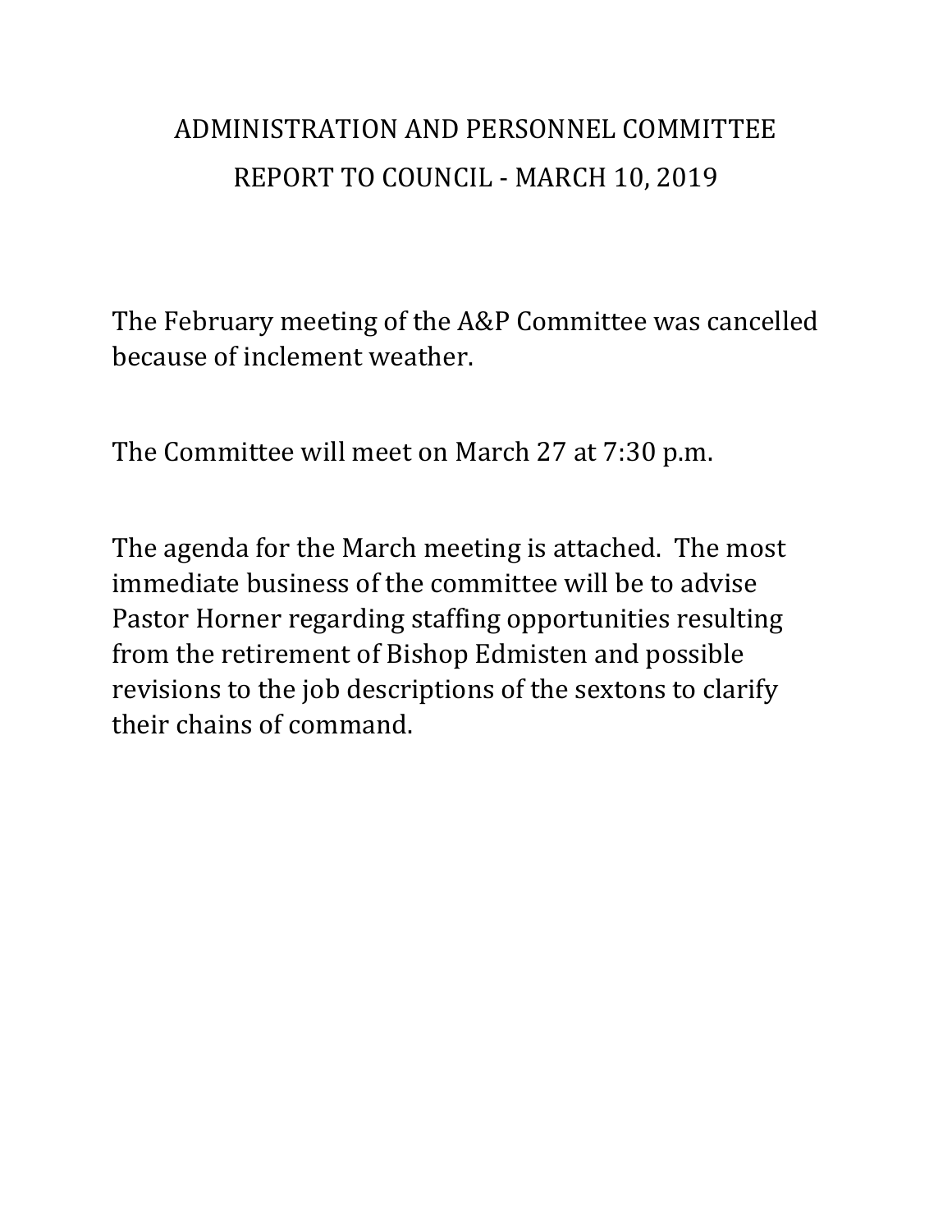# ADMINISTRATION AND PERSONNEL COMMITTEE

## REPORT TO COUNCIL - MARCH 10, 2019

The February meeting of the A&P Committee was cancelled because of inclement weather.

The Committee will meet on March 27 at 7:30 p.m.

The agenda for the March meeting is attached. The most immediate business of the committee will be to advise Pastor Horner regarding staffing opportunities resulting from the retirement of Bishop Edmisten and possible revisions to the job descriptions of the sextons to clarify their chains of command.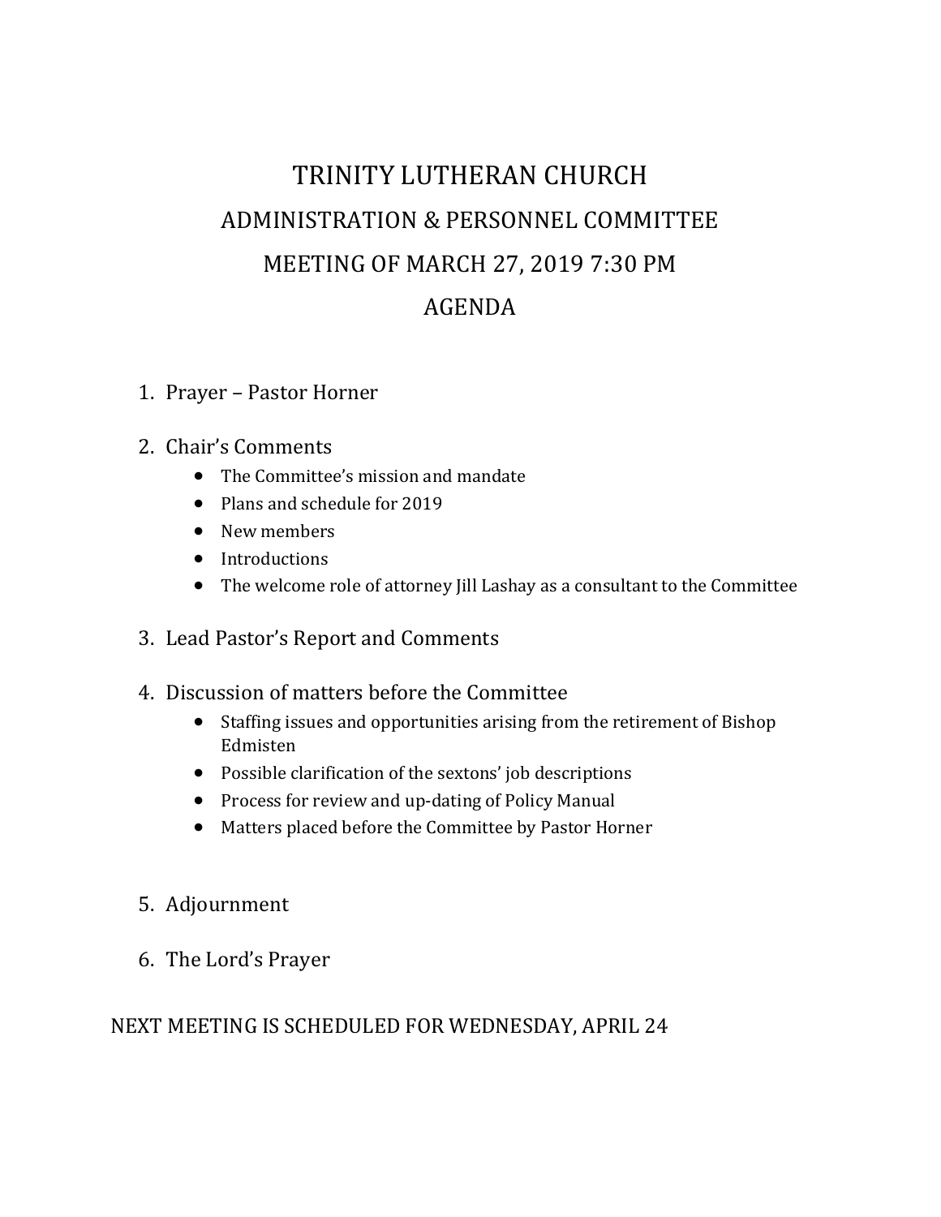# TRINITY LUTHERAN CHURCH

## ADMINISTRATION & PERSONNEL COMMITTEE

## MEETING OF MARCH 27, 2019 7:30 PM

## AGENDA

1. Prayer – Pastor Horner

2. Chair's Comments
   - The Committee's mission and mandate
   - Plans and schedule for 2019
   - New members
   - Introductions
   - The welcome role of attorney Jill Lashay as a consultant to the Committee

3. Lead Pastor's Report and Comments

4. Discussion of matters before the Committee
   - Staffing issues and opportunities arising from the retirement of Bishop Edmisten
   - Possible clarification of the sextons' job descriptions
   - Process for review and up-dating of Policy Manual
   - Matters placed before the Committee by Pastor Horner

5. Adjournment

6. The Lord's Prayer

NEXT MEETING IS SCHEDULED FOR WEDNESDAY, APRIL 24